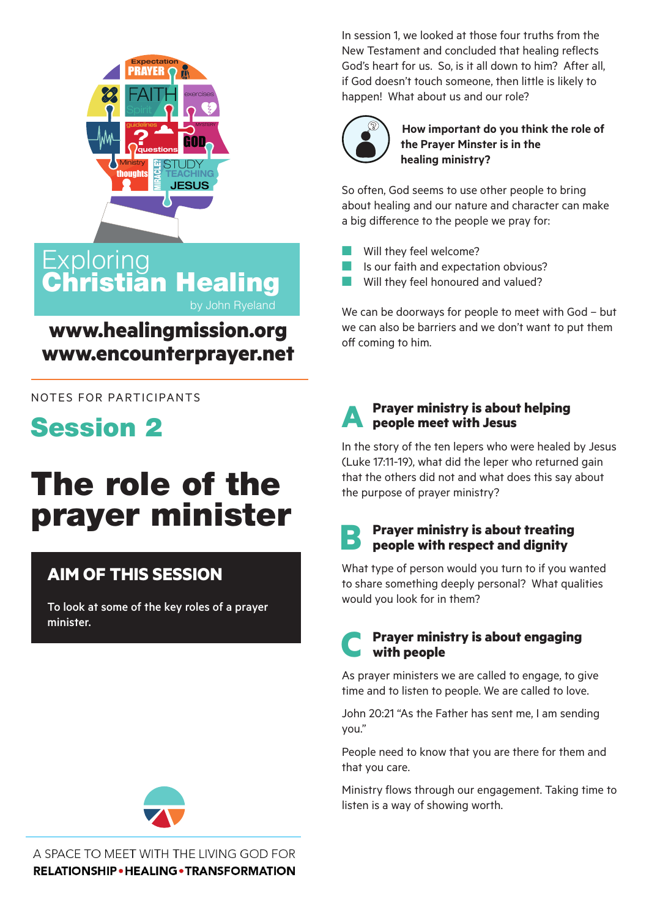# Exploring Christian Healing

by John Ryeland

**www.healingmission.org**
**www.encounterprayer.net**

NOTES FOR PARTICIPANTS

## Session 2

# The role of the prayer minister

### AIM OF THIS SESSION

To look at some of the key roles of a prayer minister.

A SPACE TO MEET WITH THE LIVING GOD FOR
**RELATIONSHIP • HEALING • TRANSFORMATION**

In session 1, we looked at those four truths from the New Testament and concluded that healing reflects God's heart for us. So, is it all down to him? After all, if God doesn't touch someone, then little is likely to happen! What about us and our role?

**How important do you think the role of the Prayer Minster is in the healing ministry?**

So often, God seems to use other people to bring about healing and our nature and character can make a big difference to the people we pray for:

- Will they feel welcome?
- Is our faith and expectation obvious?
- Will they feel honoured and valued?

We can be doorways for people to meet with God – but we can also be barriers and we don't want to put them off coming to him.

### A Prayer ministry is about helping people meet with Jesus

In the story of the ten lepers who were healed by Jesus (Luke 17:11-19), what did the leper who returned gain that the others did not and what does this say about the purpose of prayer ministry?

### B Prayer ministry is about treating people with respect and dignity

What type of person would you turn to if you wanted to share something deeply personal? What qualities would you look for in them?

### C Prayer ministry is about engaging with people

As prayer ministers we are called to engage, to give time and to listen to people. We are called to love.

John 20:21 "As the Father has sent me, I am sending you."

People need to know that you are there for them and that you care.

Ministry flows through our engagement. Taking time to listen is a way of showing worth.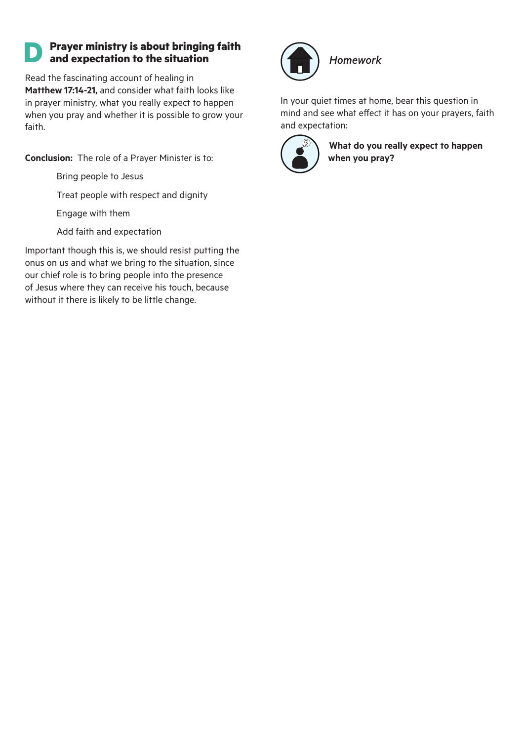## D Prayer ministry is about bringing faith and expectation to the situation

Read the fascinating account of healing in **Matthew 17:14-21,** and consider what faith looks like in prayer ministry, what you really expect to happen when you pray and whether it is possible to grow your faith.

**Conclusion:** The role of a Prayer Minister is to:

- Bring people to Jesus
- Treat people with respect and dignity
- Engage with them
- Add faith and expectation

Important though this is, we should resist putting the onus on us and what we bring to the situation, since our chief role is to bring people into the presence of Jesus where they can receive his touch, because without it there is likely to be little change.

### *Homework*

In your quiet times at home, bear this question in mind and see what effect it has on your prayers, faith and expectation:

**What do you really expect to happen when you pray?**